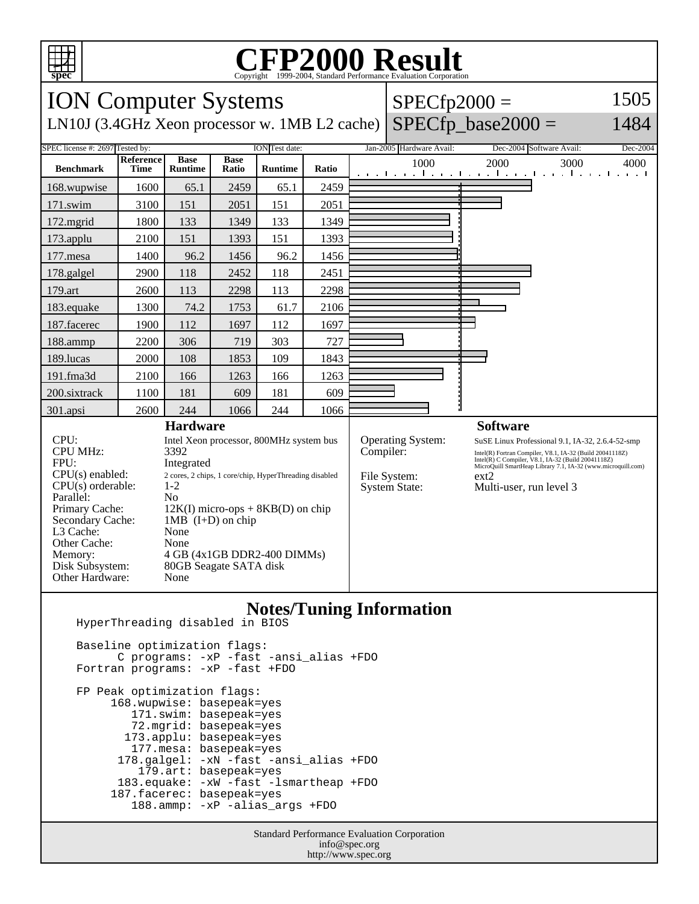# CFP2000 Result

Copyright 1999-2004, Standard Performance Evaluation Corporation

## ION Computer Systems

LN10J (3.4GHz Xeon processor w. 1MB L2 cache)

SPECfp2000 = 1505

SPECfp_base2000 = 1484

SPEC license #: 2697 Tested by: ION Test date: Jan-2005 Hardware Avail: Dec-2004 Software Avail: Dec-2004

| Benchmark | Reference Time | Base Runtime | Base Ratio | Runtime | Ratio |
|---|---|---|---|---|---|
| 168.wupwise | 1600 | 65.1 | 2459 | 65.1 | 2459 |
| 171.swim | 3100 | 151 | 2051 | 151 | 2051 |
| 172.mgrid | 1800 | 133 | 1349 | 133 | 1349 |
| 173.applu | 2100 | 151 | 1393 | 151 | 1393 |
| 177.mesa | 1400 | 96.2 | 1456 | 96.2 | 1456 |
| 178.galgel | 2900 | 118 | 2452 | 118 | 2451 |
| 179.art | 2600 | 113 | 2298 | 113 | 2298 |
| 183.equake | 1300 | 74.2 | 1753 | 61.7 | 2106 |
| 187.facerec | 1900 | 112 | 1697 | 112 | 1697 |
| 188.ammp | 2200 | 306 | 719 | 303 | 727 |
| 189.lucas | 2000 | 108 | 1853 | 109 | 1843 |
| 191.fma3d | 2100 | 166 | 1263 | 166 | 1263 |
| 200.sixtrack | 1100 | 181 | 609 | 181 | 609 |
| 301.apsi | 2600 | 244 | 1066 | 244 | 1066 |

### Hardware

- CPU: Intel Xeon processor, 800MHz system bus
- CPU MHz: 3392
- FPU: Integrated
- CPU(s) enabled: 2 cores, 2 chips, 1 core/chip, HyperThreading disabled
- CPU(s) orderable: 1-2
- Parallel: No
- Primary Cache: 12K(I) micro-ops + 8KB(D) on chip
- Secondary Cache: 1MB (I+D) on chip
- L3 Cache: None
- Other Cache: None
- Memory: 4 GB (4x1GB DDR2-400 DIMMs)
- Disk Subsystem: 80GB Seagate SATA disk
- Other Hardware: None

### Software

- Operating System: SuSE Linux Professional 9.1, IA-32, 2.6.4-52-smp
- Compiler: Intel(R) Fortran Compiler, V8.1, IA-32 (Build 20041118Z) Intel(R) C Compiler, V8.1, IA-32 (Build 20041118Z) MicroQuill SmartHeap Library 7.1, IA-32 (www.microquill.com)
- File System: ext2
- System State: Multi-user, run level 3

## Notes/Tuning Information

```
HyperThreading disabled in BIOS

Baseline optimization flags:
      C programs: -xP -fast -ansi_alias +FDO
Fortran programs: -xP -fast +FDO

FP Peak optimization flags:
     168.wupwise: basepeak=yes
        171.swim: basepeak=yes
        72.mgrid: basepeak=yes
       173.applu: basepeak=yes
        177.mesa: basepeak=yes
      178.galgel: -xN -fast -ansi_alias +FDO
         179.art: basepeak=yes
      183.equake: -xW -fast -lsmartheap +FDO
     187.facerec: basepeak=yes
        188.ammp: -xP -alias_args +FDO
```

Standard Performance Evaluation Corporation
info@spec.org
http://www.spec.org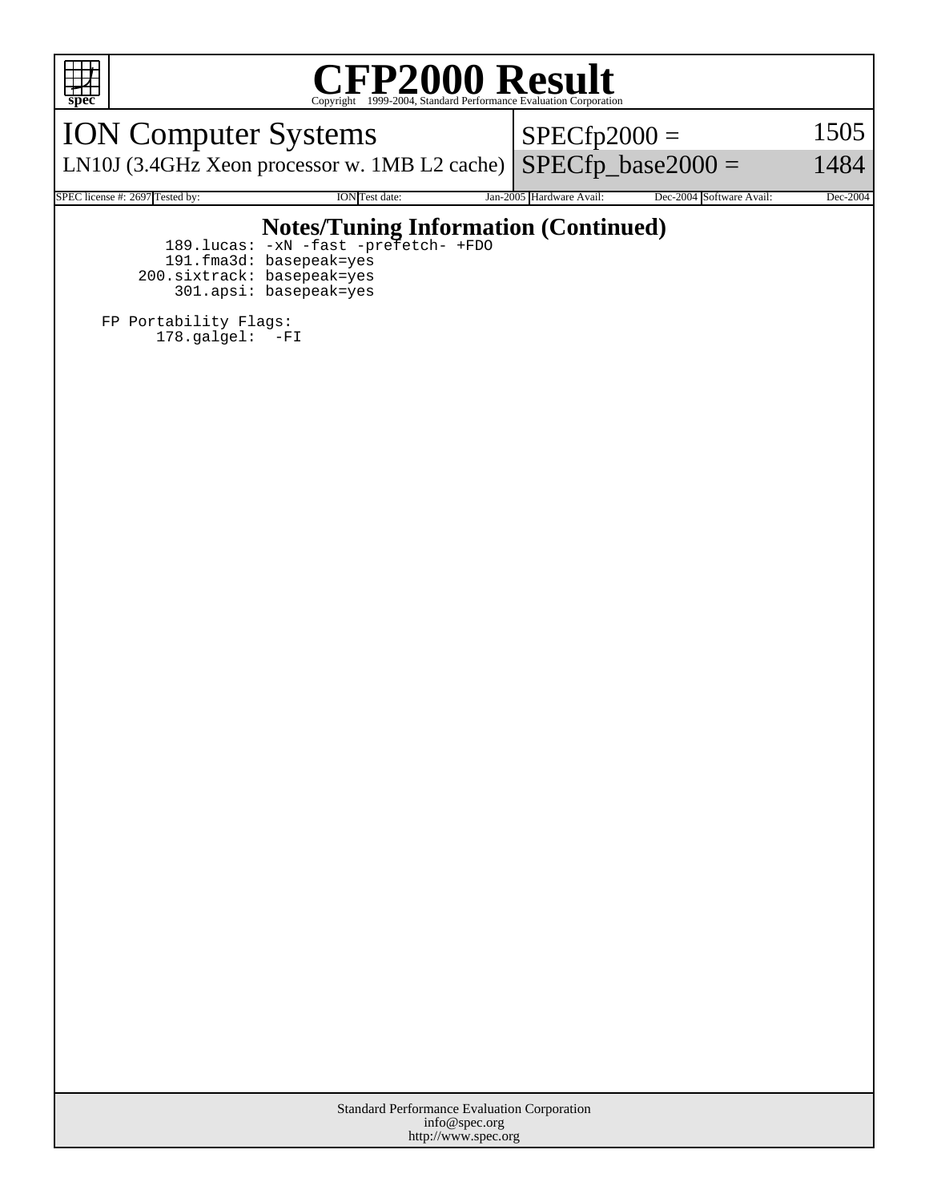# CFP2000 Result

Copyright 1999-2004, Standard Performance Evaluation Corporation

## ION Computer Systems

LN10J (3.4GHz Xeon processor w. 1MB L2 cache)

SPECfp2000 = 1505

SPECfp_base2000 = 1484

| SPEC license #: | 2697 | Tested by: | ION | Test date: | Jan-2005 | Hardware Avail: | Dec-2004 | Software Avail: | Dec-2004 |
|---|---|---|---|---|---|---|---|---|---|

### Notes/Tuning Information (Continued)

```
        189.lucas: -xN -fast -prefetch- +FDO
        191.fma3d: basepeak=yes
     200.sixtrack: basepeak=yes
         301.apsi: basepeak=yes

    FP Portability Flags:
       178.galgel:  -FI
```

Standard Performance Evaluation Corporation
info@spec.org
http://www.spec.org